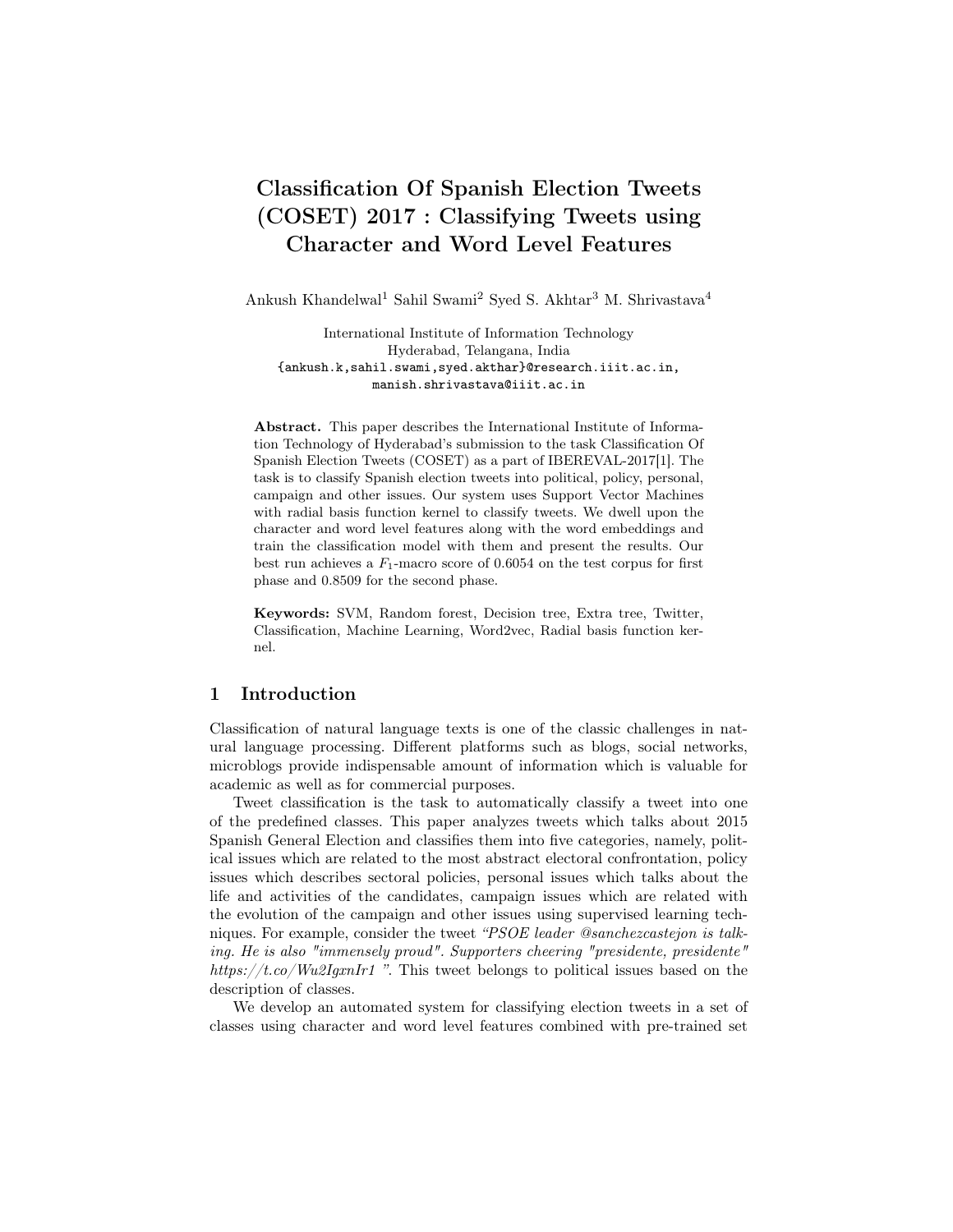# Classification Of Spanish Election Tweets (COSET) 2017 : Classifying Tweets using Character and Word Level Features

Ankush Khandelwal[1] Sahil Swami[2] Syed S. Akhtar[3] M. Shrivastava[4]

International Institute of Information Technology
Hyderabad, Telangana, India
{ankush.k,sahil.swami,syed.akthar}@research.iiit.ac.in,
manish.shrivastava@iiit.ac.in

**Abstract.** This paper describes the International Institute of Information Technology of Hyderabad's submission to the task Classification Of Spanish Election Tweets (COSET) as a part of IBEREVAL-2017[1]. The task is to classify Spanish election tweets into political, policy, personal, campaign and other issues. Our system uses Support Vector Machines with radial basis function kernel to classify tweets. We dwell upon the character and word level features along with the word embeddings and train the classification model with them and present the results. Our best run achieves a $F_1$-macro score of 0.6054 on the test corpus for first phase and 0.8509 for the second phase.

**Keywords:** SVM, Random forest, Decision tree, Extra tree, Twitter, Classification, Machine Learning, Word2vec, Radial basis function kernel.

## 1 Introduction

Classification of natural language texts is one of the classic challenges in natural language processing. Different platforms such as blogs, social networks, microblogs provide indispensable amount of information which is valuable for academic as well as for commercial purposes.

Tweet classification is the task to automatically classify a tweet into one of the predefined classes. This paper analyzes tweets which talks about 2015 Spanish General Election and classifies them into five categories, namely, political issues which are related to the most abstract electoral confrontation, policy issues which describes sectoral policies, personal issues which talks about the life and activities of the candidates, campaign issues which are related with the evolution of the campaign and other issues using supervised learning techniques. For example, consider the tweet *"PSOE leader @sanchezcastejon is talking. He is also "immensely proud". Supporters cheering "presidente, presidente" https://t.co/Wu2IgxnIr1 "*. This tweet belongs to political issues based on the description of classes.

We develop an automated system for classifying election tweets in a set of classes using character and word level features combined with pre-trained set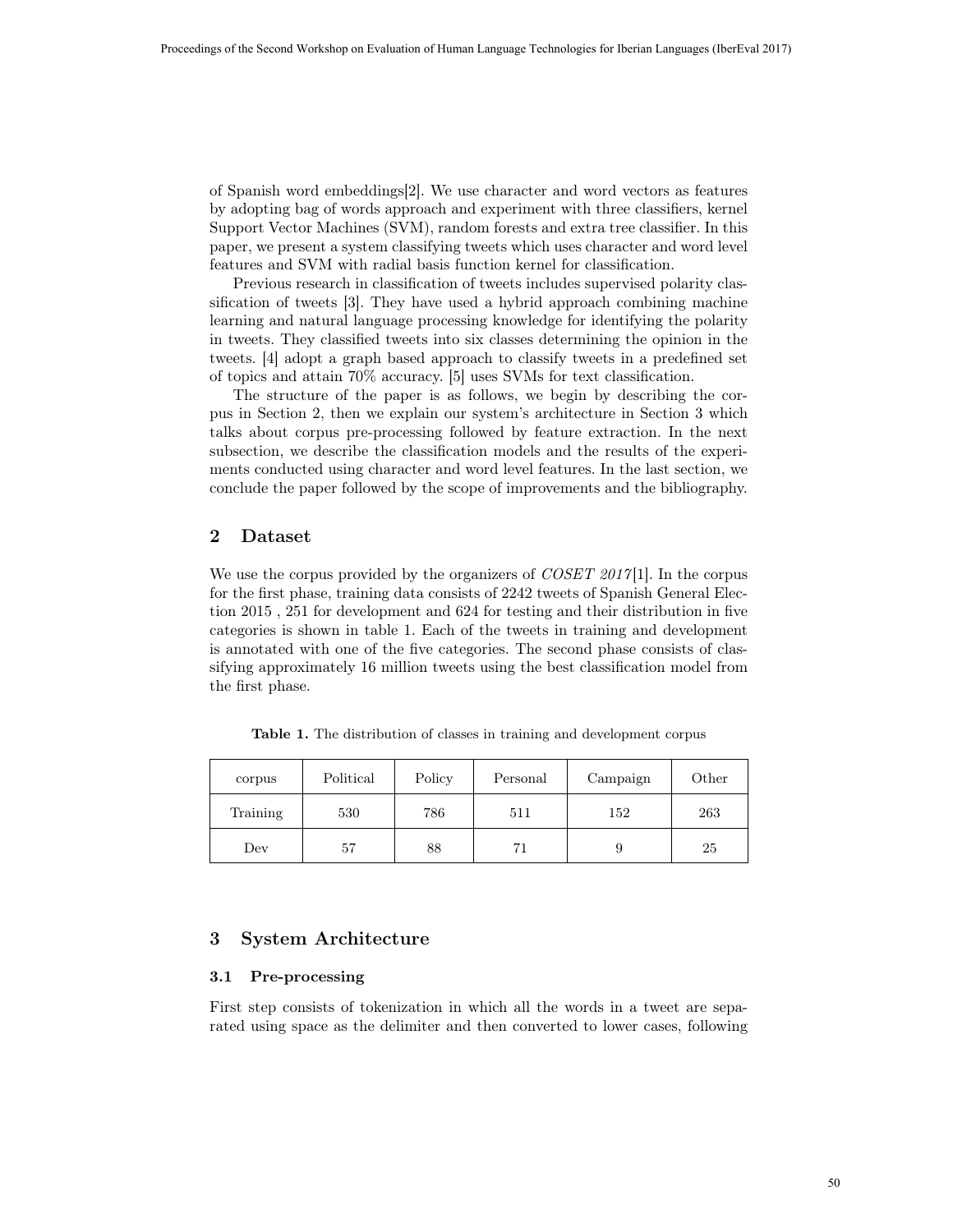of Spanish word embeddings[2]. We use character and word vectors as features by adopting bag of words approach and experiment with three classifiers, kernel Support Vector Machines (SVM), random forests and extra tree classifier. In this paper, we present a system classifying tweets which uses character and word level features and SVM with radial basis function kernel for classification.

Previous research in classification of tweets includes supervised polarity classification of tweets [3]. They have used a hybrid approach combining machine learning and natural language processing knowledge for identifying the polarity in tweets. They classified tweets into six classes determining the opinion in the tweets. [4] adopt a graph based approach to classify tweets in a predefined set of topics and attain 70% accuracy. [5] uses SVMs for text classification.

The structure of the paper is as follows, we begin by describing the corpus in Section 2, then we explain our system's architecture in Section 3 which talks about corpus pre-processing followed by feature extraction. In the next subsection, we describe the classification models and the results of the experiments conducted using character and word level features. In the last section, we conclude the paper followed by the scope of improvements and the bibliography.

## 2 Dataset

We use the corpus provided by the organizers of *COSET 2017*[1]. In the corpus for the first phase, training data consists of 2242 tweets of Spanish General Election 2015 , 251 for development and 624 for testing and their distribution in five categories is shown in table 1. Each of the tweets in training and development is annotated with one of the five categories. The second phase consists of classifying approximately 16 million tweets using the best classification model from the first phase.

**Table 1.** The distribution of classes in training and development corpus

| corpus | Political | Policy | Personal | Campaign | Other |
|---|---|---|---|---|---|
| Training | 530 | 786 | 511 | 152 | 263 |
| Dev | 57 | 88 | 71 | 9 | 25 |

## 3 System Architecture

### 3.1 Pre-processing

First step consists of tokenization in which all the words in a tweet are separated using space as the delimiter and then converted to lower cases, following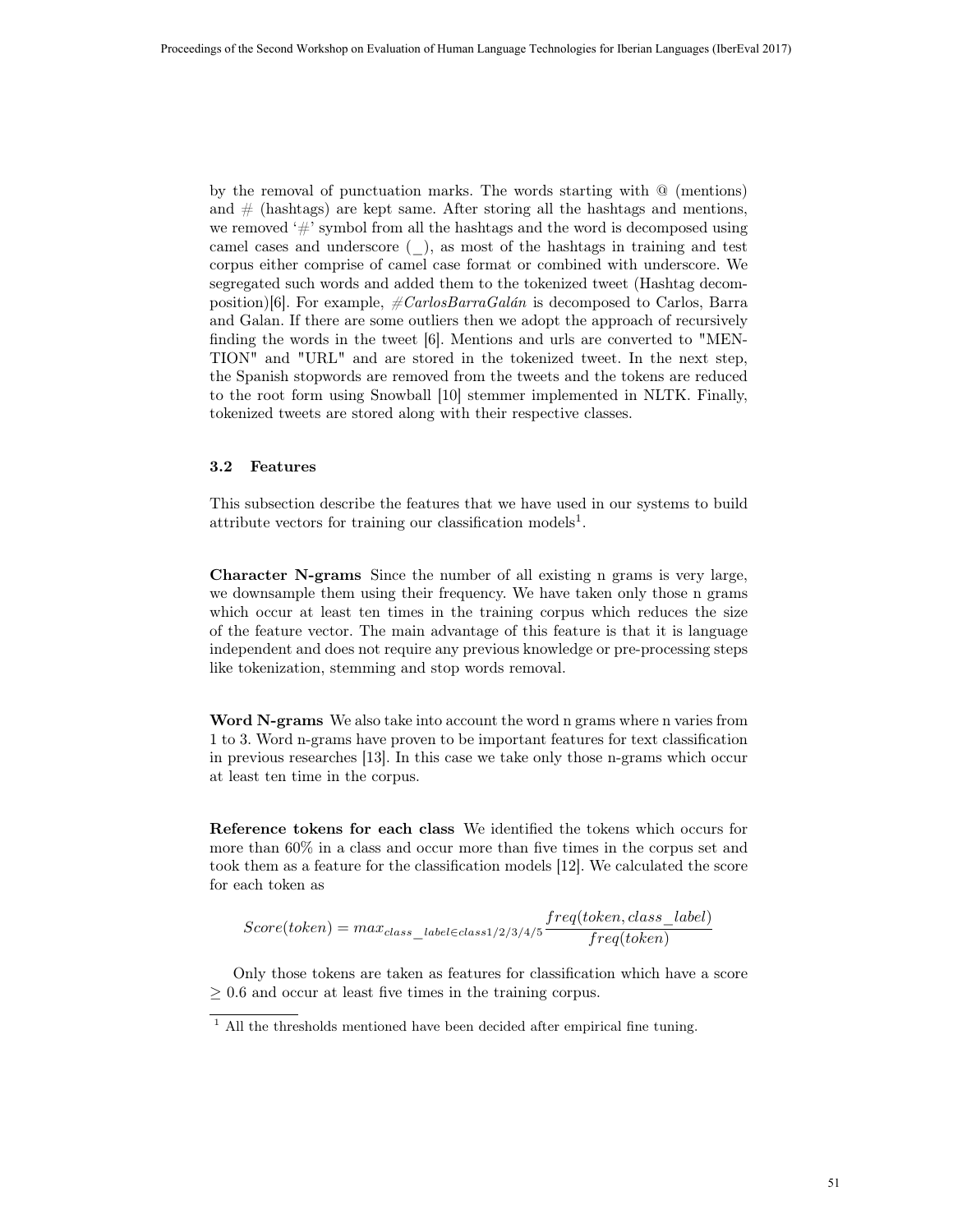by the removal of punctuation marks. The words starting with @ (mentions) and # (hashtags) are kept same. After storing all the hashtags and mentions, we removed '#' symbol from all the hashtags and the word is decomposed using camel cases and underscore (_), as most of the hashtags in training and test corpus either comprise of camel case format or combined with underscore. We segregated such words and added them to the tokenized tweet (Hashtag decomposition)[6]. For example, *#CarlosBarraGalán* is decomposed to Carlos, Barra and Galan. If there are some outliers then we adopt the approach of recursively finding the words in the tweet [6]. Mentions and urls are converted to "MENTION" and "URL" and are stored in the tokenized tweet. In the next step, the Spanish stopwords are removed from the tweets and the tokens are reduced to the root form using Snowball [10] stemmer implemented in NLTK. Finally, tokenized tweets are stored along with their respective classes.

### 3.2 Features

This subsection describe the features that we have used in our systems to build attribute vectors for training our classification models[1].

**Character N-grams** Since the number of all existing n grams is very large, we downsample them using their frequency. We have taken only those n grams which occur at least ten times in the training corpus which reduces the size of the feature vector. The main advantage of this feature is that it is language independent and does not require any previous knowledge or pre-processing steps like tokenization, stemming and stop words removal.

**Word N-grams** We also take into account the word n grams where n varies from 1 to 3. Word n-grams have proven to be important features for text classification in previous researches [13]. In this case we take only those n-grams which occur at least ten time in the corpus.

**Reference tokens for each class** We identified the tokens which occurs for more than 60% in a class and occur more than five times in the corpus set and took them as a feature for the classification models [12]. We calculated the score for each token as

$$Score(token) = max_{class\_label \in class1/2/3/4/5} \frac{freq(token, class\_label)}{freq(token)}$$

Only those tokens are taken as features for classification which have a score $\geq 0.6$ and occur at least five times in the training corpus.

[1] All the thresholds mentioned have been decided after empirical fine tuning.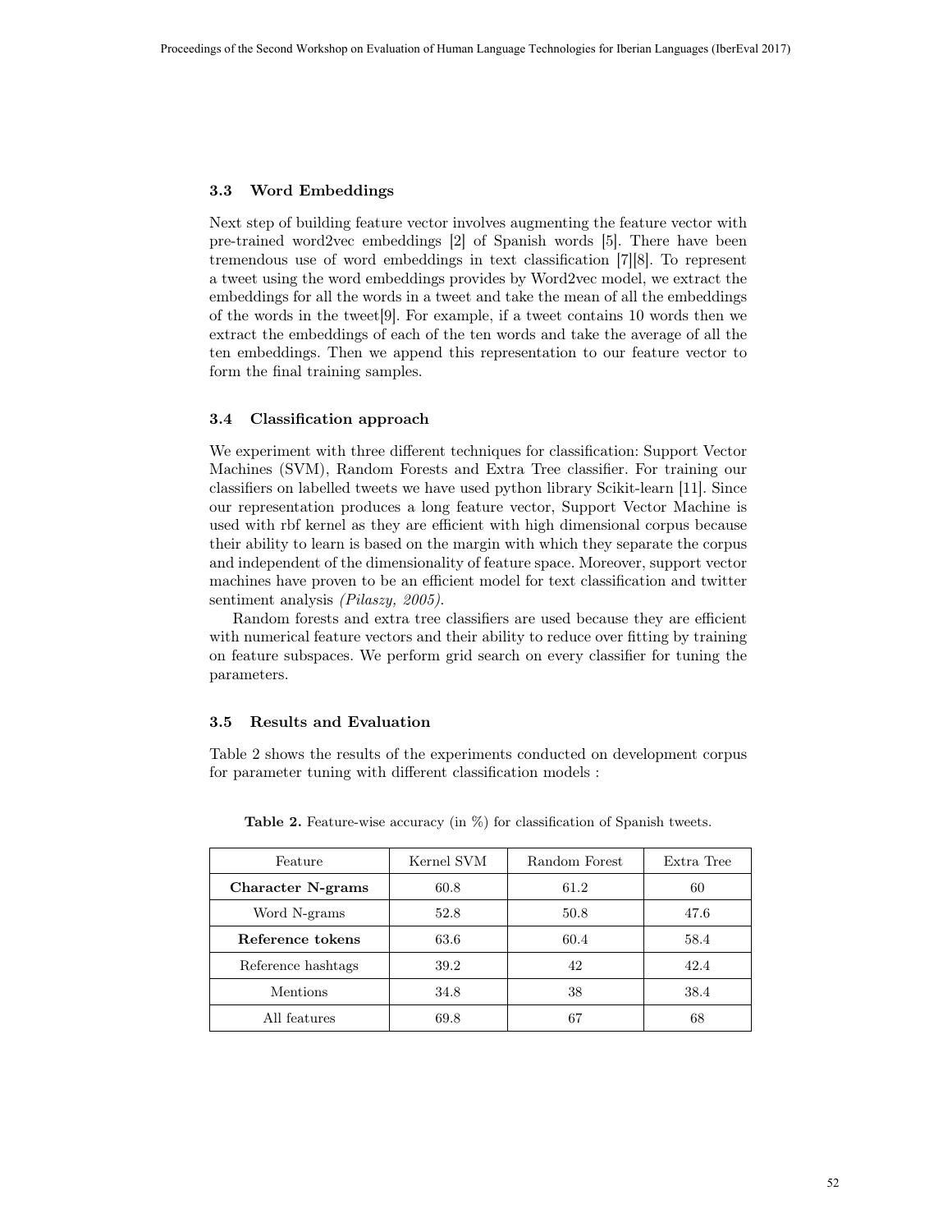### 3.3 Word Embeddings

Next step of building feature vector involves augmenting the feature vector with pre-trained word2vec embeddings [2] of Spanish words [5]. There have been tremendous use of word embeddings in text classification [7][8]. To represent a tweet using the word embeddings provides by Word2vec model, we extract the embeddings for all the words in a tweet and take the mean of all the embeddings of the words in the tweet[9]. For example, if a tweet contains 10 words then we extract the embeddings of each of the ten words and take the average of all the ten embeddings. Then we append this representation to our feature vector to form the final training samples.

### 3.4 Classification approach

We experiment with three different techniques for classification: Support Vector Machines (SVM), Random Forests and Extra Tree classifier. For training our classifiers on labelled tweets we have used python library Scikit-learn [11]. Since our representation produces a long feature vector, Support Vector Machine is used with rbf kernel as they are efficient with high dimensional corpus because their ability to learn is based on the margin with which they separate the corpus and independent of the dimensionality of feature space. Moreover, support vector machines have proven to be an efficient model for text classification and twitter sentiment analysis *(Pilaszy, 2005)*.

Random forests and extra tree classifiers are used because they are efficient with numerical feature vectors and their ability to reduce over fitting by training on feature subspaces. We perform grid search on every classifier for tuning the parameters.

### 3.5 Results and Evaluation

Table 2 shows the results of the experiments conducted on development corpus for parameter tuning with different classification models :

**Table 2.** Feature-wise accuracy (in %) for classification of Spanish tweets.

| Feature | Kernel SVM | Random Forest | Extra Tree |
|---|---|---|---|
| **Character N-grams** | 60.8 | 61.2 | 60 |
| Word N-grams | 52.8 | 50.8 | 47.6 |
| **Reference tokens** | 63.6 | 60.4 | 58.4 |
| Reference hashtags | 39.2 | 42 | 42.4 |
| Mentions | 34.8 | 38 | 38.4 |
| All features | 69.8 | 67 | 68 |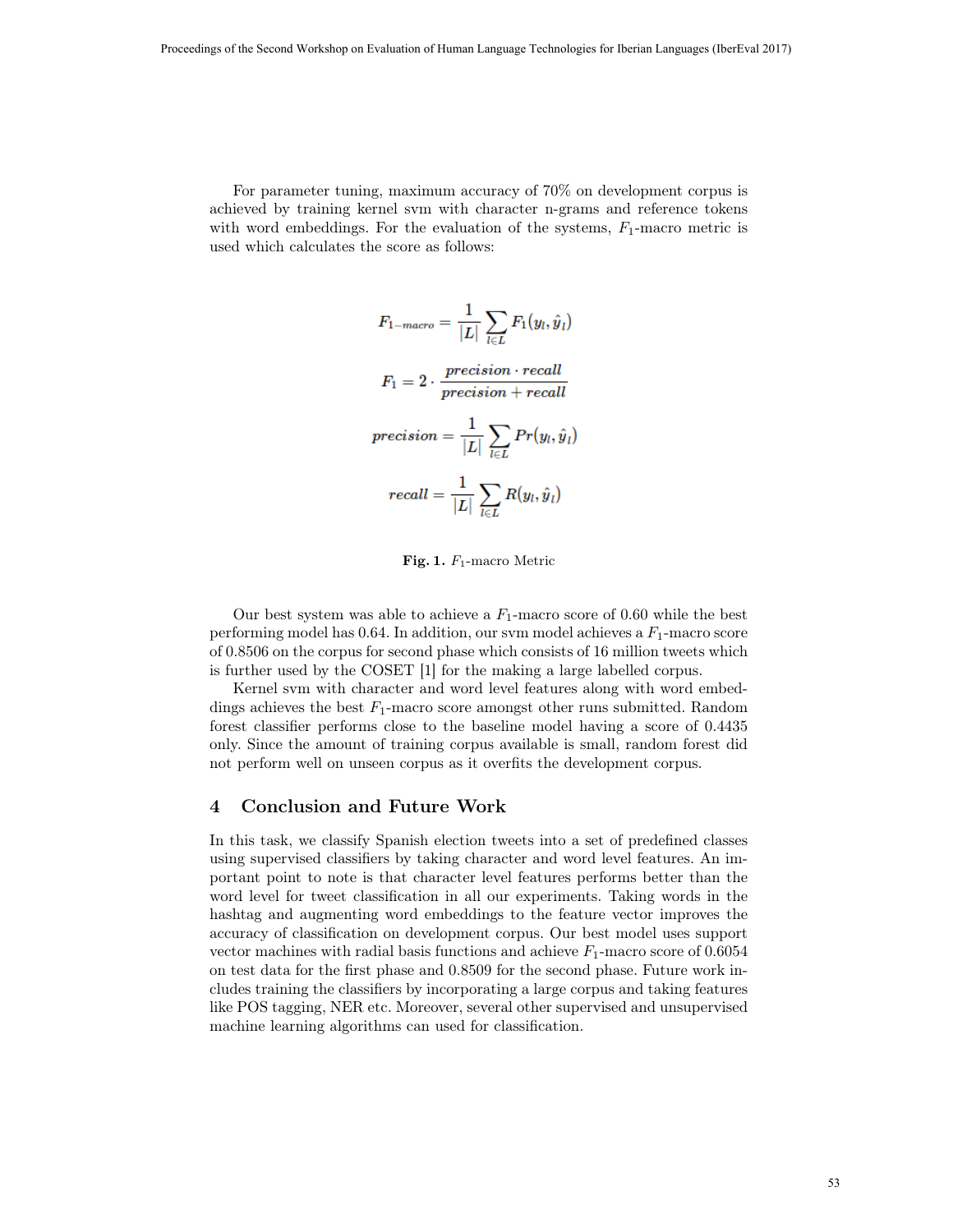For parameter tuning, maximum accuracy of 70% on development corpus is achieved by training kernel svm with character n-grams and reference tokens with word embeddings. For the evaluation of the systems, $F_1$-macro metric is used which calculates the score as follows:

$$F_{1-macro} = \frac{1}{|L|} \sum_{l \in L} F_1(y_l, \hat{y}_l)$$

$$F_1 = 2 \cdot \frac{precision \cdot recall}{precision + recall}$$

$$precision = \frac{1}{|L|} \sum_{l \in L} Pr(y_l, \hat{y}_l)$$

$$recall = \frac{1}{|L|} \sum_{l \in L} R(y_l, \hat{y}_l)$$

**Fig. 1.** $F_1$-macro Metric

Our best system was able to achieve a $F_1$-macro score of 0.60 while the best performing model has 0.64. In addition, our svm model achieves a $F_1$-macro score of 0.8506 on the corpus for second phase which consists of 16 million tweets which is further used by the COSET [1] for the making a large labelled corpus.

Kernel svm with character and word level features along with word embeddings achieves the best $F_1$-macro score amongst other runs submitted. Random forest classifier performs close to the baseline model having a score of 0.4435 only. Since the amount of training corpus available is small, random forest did not perform well on unseen corpus as it overfits the development corpus.

## 4 Conclusion and Future Work

In this task, we classify Spanish election tweets into a set of predefined classes using supervised classifiers by taking character and word level features. An important point to note is that character level features performs better than the word level for tweet classification in all our experiments. Taking words in the hashtag and augmenting word embeddings to the feature vector improves the accuracy of classification on development corpus. Our best model uses support vector machines with radial basis functions and achieve $F_1$-macro score of 0.6054 on test data for the first phase and 0.8509 for the second phase. Future work includes training the classifiers by incorporating a large corpus and taking features like POS tagging, NER etc. Moreover, several other supervised and unsupervised machine learning algorithms can used for classification.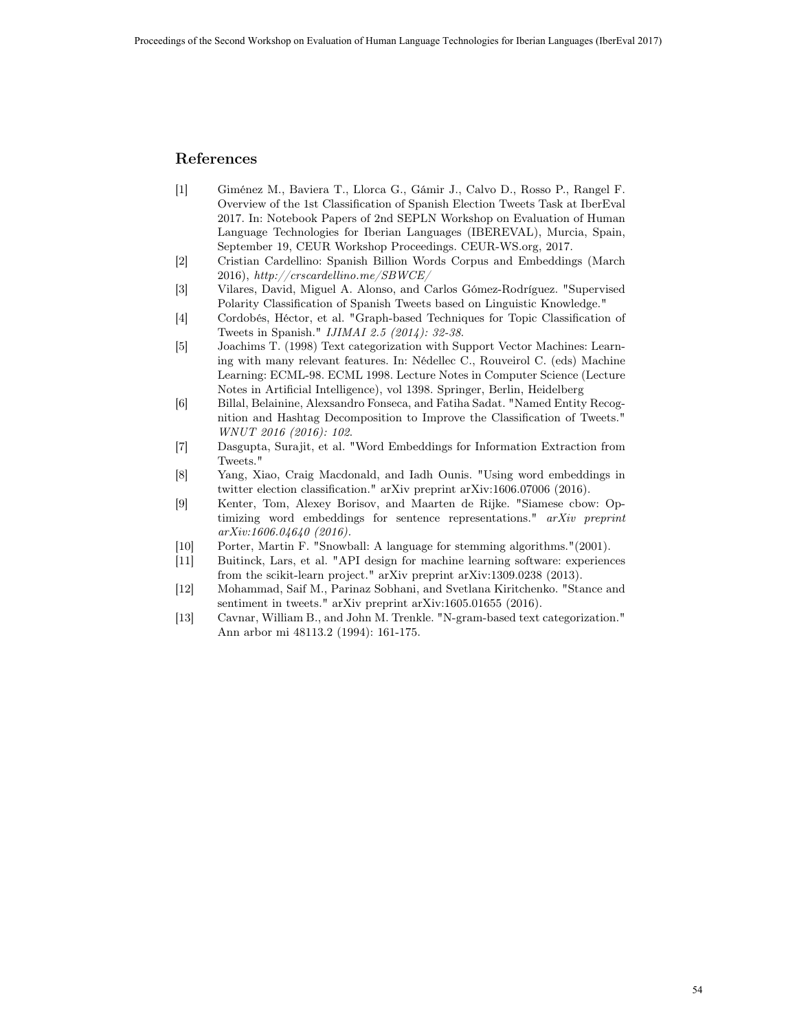## References

[1] Giménez M., Baviera T., Llorca G., Gámir J., Calvo D., Rosso P., Rangel F. Overview of the 1st Classification of Spanish Election Tweets Task at IberEval 2017. In: Notebook Papers of 2nd SEPLN Workshop on Evaluation of Human Language Technologies for Iberian Languages (IBEREVAL), Murcia, Spain, September 19, CEUR Workshop Proceedings. CEUR-WS.org, 2017.

[2] Cristian Cardellino: Spanish Billion Words Corpus and Embeddings (March 2016), *http://crscardellino.me/SBWCE/*

[3] Vilares, David, Miguel A. Alonso, and Carlos Gómez-Rodríguez. "Supervised Polarity Classification of Spanish Tweets based on Linguistic Knowledge."

[4] Cordobés, Héctor, et al. "Graph-based Techniques for Topic Classification of Tweets in Spanish." *IJIMAI 2.5 (2014): 32-38.*

[5] Joachims T. (1998) Text categorization with Support Vector Machines: Learning with many relevant features. In: Nédellec C., Rouveirol C. (eds) Machine Learning: ECML-98. ECML 1998. Lecture Notes in Computer Science (Lecture Notes in Artificial Intelligence), vol 1398. Springer, Berlin, Heidelberg

[6] Billal, Belainine, Alexsandro Fonseca, and Fatiha Sadat. "Named Entity Recognition and Hashtag Decomposition to Improve the Classification of Tweets." *WNUT 2016 (2016): 102.*

[7] Dasgupta, Surajit, et al. "Word Embeddings for Information Extraction from Tweets."

[8] Yang, Xiao, Craig Macdonald, and Iadh Ounis. "Using word embeddings in twitter election classification." arXiv preprint arXiv:1606.07006 (2016).

[9] Kenter, Tom, Alexey Borisov, and Maarten de Rijke. "Siamese cbow: Optimizing word embeddings for sentence representations." *arXiv preprint arXiv:1606.04640 (2016).*

[10] Porter, Martin F. "Snowball: A language for stemming algorithms."(2001).

[11] Buitinck, Lars, et al. "API design for machine learning software: experiences from the scikit-learn project." arXiv preprint arXiv:1309.0238 (2013).

[12] Mohammad, Saif M., Parinaz Sobhani, and Svetlana Kiritchenko. "Stance and sentiment in tweets." arXiv preprint arXiv:1605.01655 (2016).

[13] Cavnar, William B., and John M. Trenkle. "N-gram-based text categorization." Ann arbor mi 48113.2 (1994): 161-175.